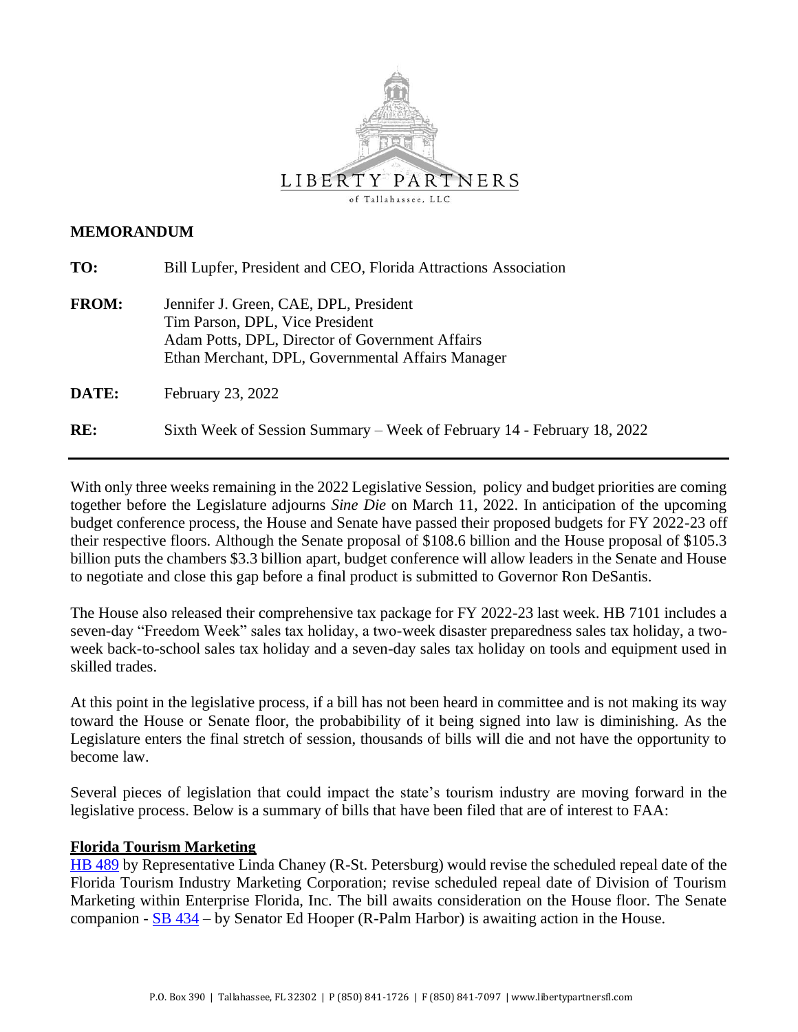LIBERTY PARTNERS
of Tallahassee, LLC

**MEMORANDUM**

**TO:** Bill Lupfer, President and CEO, Florida Attractions Association

**FROM:** Jennifer J. Green, CAE, DPL, President
Tim Parson, DPL, Vice President
Adam Potts, DPL, Director of Government Affairs
Ethan Merchant, DPL, Governmental Affairs Manager

**DATE:** February 23, 2022

**RE:** Sixth Week of Session Summary – Week of February 14 - February 18, 2022

---

With only three weeks remaining in the 2022 Legislative Session, policy and budget priorities are coming together before the Legislature adjourns *Sine Die* on March 11, 2022. In anticipation of the upcoming budget conference process, the House and Senate have passed their proposed budgets for FY 2022-23 off their respective floors. Although the Senate proposal of $108.6 billion and the House proposal of $105.3 billion puts the chambers $3.3 billion apart, budget conference will allow leaders in the Senate and House to negotiate and close this gap before a final product is submitted to Governor Ron DeSantis.

The House also released their comprehensive tax package for FY 2022-23 last week. HB 7101 includes a seven-day "Freedom Week" sales tax holiday, a two-week disaster preparedness sales tax holiday, a two-week back-to-school sales tax holiday and a seven-day sales tax holiday on tools and equipment used in skilled trades.

At this point in the legislative process, if a bill has not been heard in committee and is not making its way toward the House or Senate floor, the probabibility of it being signed into law is diminishing. As the Legislature enters the final stretch of session, thousands of bills will die and not have the opportunity to become law.

Several pieces of legislation that could impact the state's tourism industry are moving forward in the legislative process. Below is a summary of bills that have been filed that are of interest to FAA:

**Florida Tourism Marketing**

HB 489 by Representative Linda Chaney (R-St. Petersburg) would revise the scheduled repeal date of the Florida Tourism Industry Marketing Corporation; revise scheduled repeal date of Division of Tourism Marketing within Enterprise Florida, Inc. The bill awaits consideration on the House floor. The Senate companion - SB 434 – by Senator Ed Hooper (R-Palm Harbor) is awaiting action in the House.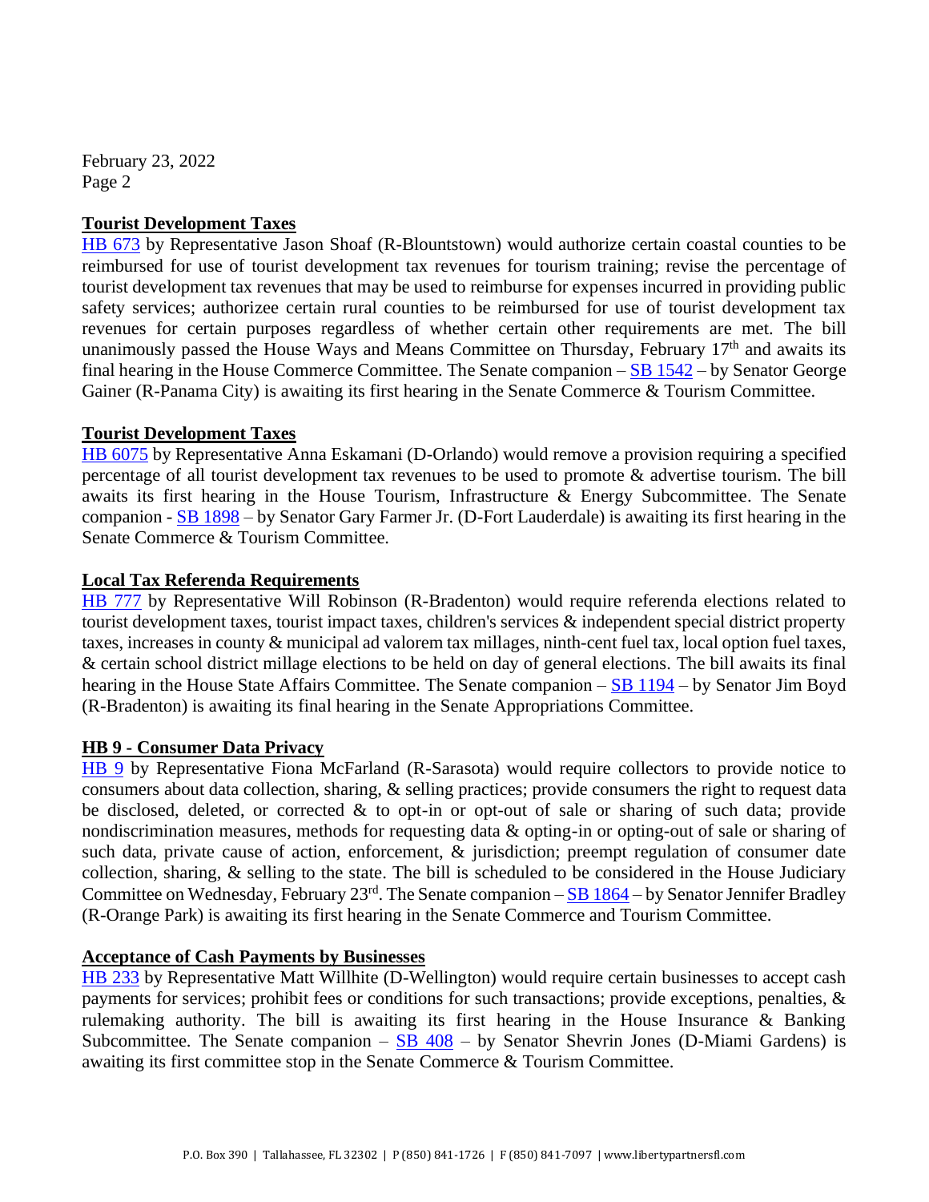**Tourist Development Taxes**
HB 673 by Representative Jason Shoaf (R-Blountstown) would authorize certain coastal counties to be reimbursed for use of tourist development tax revenues for tourism training; revise the percentage of tourist development tax revenues that may be used to reimburse for expenses incurred in providing public safety services; authorizee certain rural counties to be reimbursed for use of tourist development tax revenues for certain purposes regardless of whether certain other requirements are met. The bill unanimously passed the House Ways and Means Committee on Thursday, February 17th and awaits its final hearing in the House Commerce Committee. The Senate companion – SB 1542 – by Senator George Gainer (R-Panama City) is awaiting its first hearing in the Senate Commerce & Tourism Committee.

**Tourist Development Taxes**
HB 6075 by Representative Anna Eskamani (D-Orlando) would remove a provision requiring a specified percentage of all tourist development tax revenues to be used to promote & advertise tourism. The bill awaits its first hearing in the House Tourism, Infrastructure & Energy Subcommittee. The Senate companion - SB 1898 – by Senator Gary Farmer Jr. (D-Fort Lauderdale) is awaiting its first hearing in the Senate Commerce & Tourism Committee.

**Local Tax Referenda Requirements**
HB 777 by Representative Will Robinson (R-Bradenton) would require referenda elections related to tourist development taxes, tourist impact taxes, children's services & independent special district property taxes, increases in county & municipal ad valorem tax millages, ninth-cent fuel tax, local option fuel taxes, & certain school district millage elections to be held on day of general elections. The bill awaits its final hearing in the House State Affairs Committee. The Senate companion – SB 1194 – by Senator Jim Boyd (R-Bradenton) is awaiting its final hearing in the Senate Appropriations Committee.

**HB 9 - Consumer Data Privacy**
HB 9 by Representative Fiona McFarland (R-Sarasota) would require collectors to provide notice to consumers about data collection, sharing, & selling practices; provide consumers the right to request data be disclosed, deleted, or corrected & to opt-in or opt-out of sale or sharing of such data; provide nondiscrimination measures, methods for requesting data & opting-in or opting-out of sale or sharing of such data, private cause of action, enforcement, & jurisdiction; preempt regulation of consumer date collection, sharing, & selling to the state. The bill is scheduled to be considered in the House Judiciary Committee on Wednesday, February 23rd. The Senate companion – SB 1864 – by Senator Jennifer Bradley (R-Orange Park) is awaiting its first hearing in the Senate Commerce and Tourism Committee.

**Acceptance of Cash Payments by Businesses**
HB 233 by Representative Matt Willhite (D-Wellington) would require certain businesses to accept cash payments for services; prohibit fees or conditions for such transactions; provide exceptions, penalties, & rulemaking authority. The bill is awaiting its first hearing in the House Insurance & Banking Subcommittee. The Senate companion – SB 408 – by Senator Shevrin Jones (D-Miami Gardens) is awaiting its first committee stop in the Senate Commerce & Tourism Committee.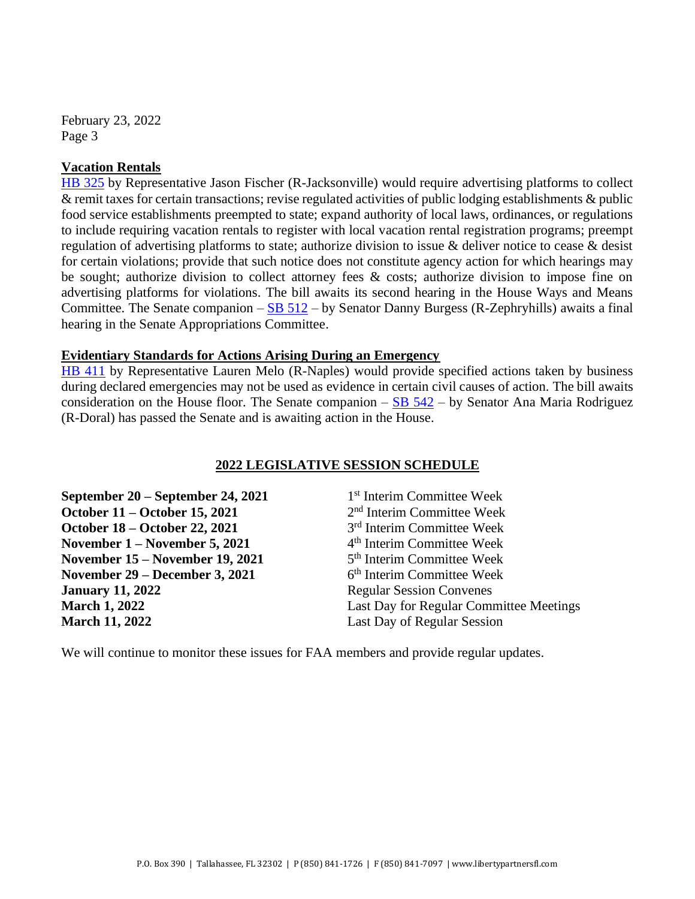February 23, 2022
Page 3

**Vacation Rentals**

HB 325 by Representative Jason Fischer (R-Jacksonville) would require advertising platforms to collect & remit taxes for certain transactions; revise regulated activities of public lodging establishments & public food service establishments preempted to state; expand authority of local laws, ordinances, or regulations to include requiring vacation rentals to register with local vacation rental registration programs; preempt regulation of advertising platforms to state; authorize division to issue & deliver notice to cease & desist for certain violations; provide that such notice does not constitute agency action for which hearings may be sought; authorize division to collect attorney fees & costs; authorize division to impose fine on advertising platforms for violations. The bill awaits its second hearing in the House Ways and Means Committee. The Senate companion – SB 512 – by Senator Danny Burgess (R-Zephryhills) awaits a final hearing in the Senate Appropriations Committee.

**Evidentiary Standards for Actions Arising During an Emergency**

HB 411 by Representative Lauren Melo (R-Naples) would provide specified actions taken by business during declared emergencies may not be used as evidence in certain civil causes of action. The bill awaits consideration on the House floor. The Senate companion – SB 542 – by Senator Ana Maria Rodriguez (R-Doral) has passed the Senate and is awaiting action in the House.

**2022 LEGISLATIVE SESSION SCHEDULE**

| | |
|---|---|
| **September 20 – September 24, 2021** | 1st Interim Committee Week |
| **October 11 – October 15, 2021** | 2nd Interim Committee Week |
| **October 18 – October 22, 2021** | 3rd Interim Committee Week |
| **November 1 – November 5, 2021** | 4th Interim Committee Week |
| **November 15 – November 19, 2021** | 5th Interim Committee Week |
| **November 29 – December 3, 2021** | 6th Interim Committee Week |
| **January 11, 2022** | Regular Session Convenes |
| **March 1, 2022** | Last Day for Regular Committee Meetings |
| **March 11, 2022** | Last Day of Regular Session |

We will continue to monitor these issues for FAA members and provide regular updates.